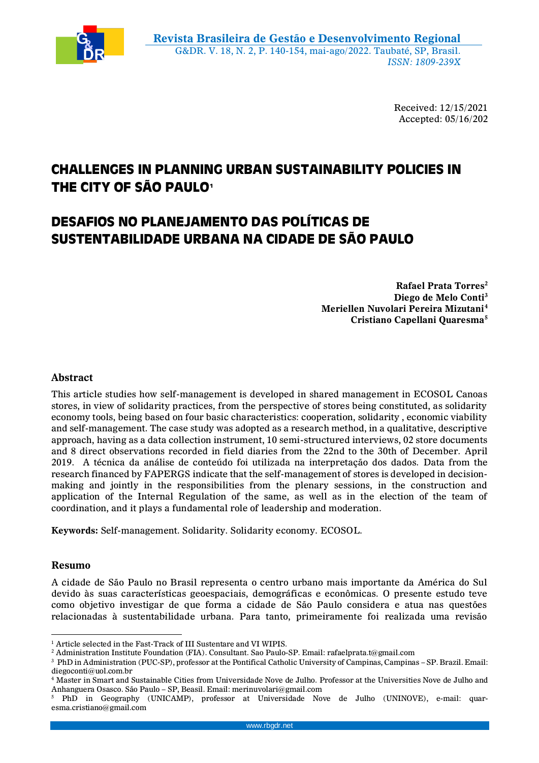Received: 12/15/2021
Accepted: 05/16/202

# CHALLENGES IN PLANNING URBAN SUSTAINABILITY POLICIES IN THE CITY OF SÃO PAULO[1]

# DESAFIOS NO PLANEJAMENTO DAS POLÍTICAS DE SUSTENTABILIDADE URBANA NA CIDADE DE SÃO PAULO

**Rafael Prata Torres[2]**
**Diego de Melo Conti[3]**
**Meriellen Nuvolari Pereira Mizutani[4]**
**Cristiano Capellani Quaresma[5]**

### Abstract

This article studies how self-management is developed in shared management in ECOSOL Canoas stores, in view of solidarity practices, from the perspective of stores being constituted, as solidarity economy tools, being based on four basic characteristics: cooperation, solidarity , economic viability and self-management. The case study was adopted as a research method, in a qualitative, descriptive approach, having as a data collection instrument, 10 semi-structured interviews, 02 store documents and 8 direct observations recorded in field diaries from the 22nd to the 30th of December. April 2019. A técnica da análise de conteúdo foi utilizada na interpretação dos dados. Data from the research financed by FAPERGS indicate that the self-management of stores is developed in decision-making and jointly in the responsibilities from the plenary sessions, in the construction and application of the Internal Regulation of the same, as well as in the election of the team of coordination, and it plays a fundamental role of leadership and moderation.

**Keywords:** Self-management. Solidarity. Solidarity economy. ECOSOL.

### Resumo

A cidade de São Paulo no Brasil representa o centro urbano mais importante da América do Sul devido às suas características geoespaciais, demográficas e econômicas. O presente estudo teve como objetivo investigar de que forma a cidade de São Paulo considera e atua nas questões relacionadas à sustentabilidade urbana. Para tanto, primeiramente foi realizada uma revisão

---

[1] Article selected in the Fast-Track of III Sustentare and VI WIPIS.
[2] Administration Institute Foundation (FIA). Consultant. Sao Paulo-SP. Email: rafaelprata.t@gmail.com
[3] PhD in Administration (PUC-SP), professor at the Pontifical Catholic University of Campinas, Campinas – SP. Brazil. Email: diegoconti@uol.com.br
[4] Master in Smart and Sustainable Cities from Universidade Nove de Julho. Professor at the Universities Nove de Julho and Anhanguera Osasco. São Paulo – SP, Beasil. Email: merinuvolari@gmail.com
[5] PhD in Geography (UNICAMP), professor at Universidade Nove de Julho (UNINOVE), e-mail: quaresma.cristiano@gmail.com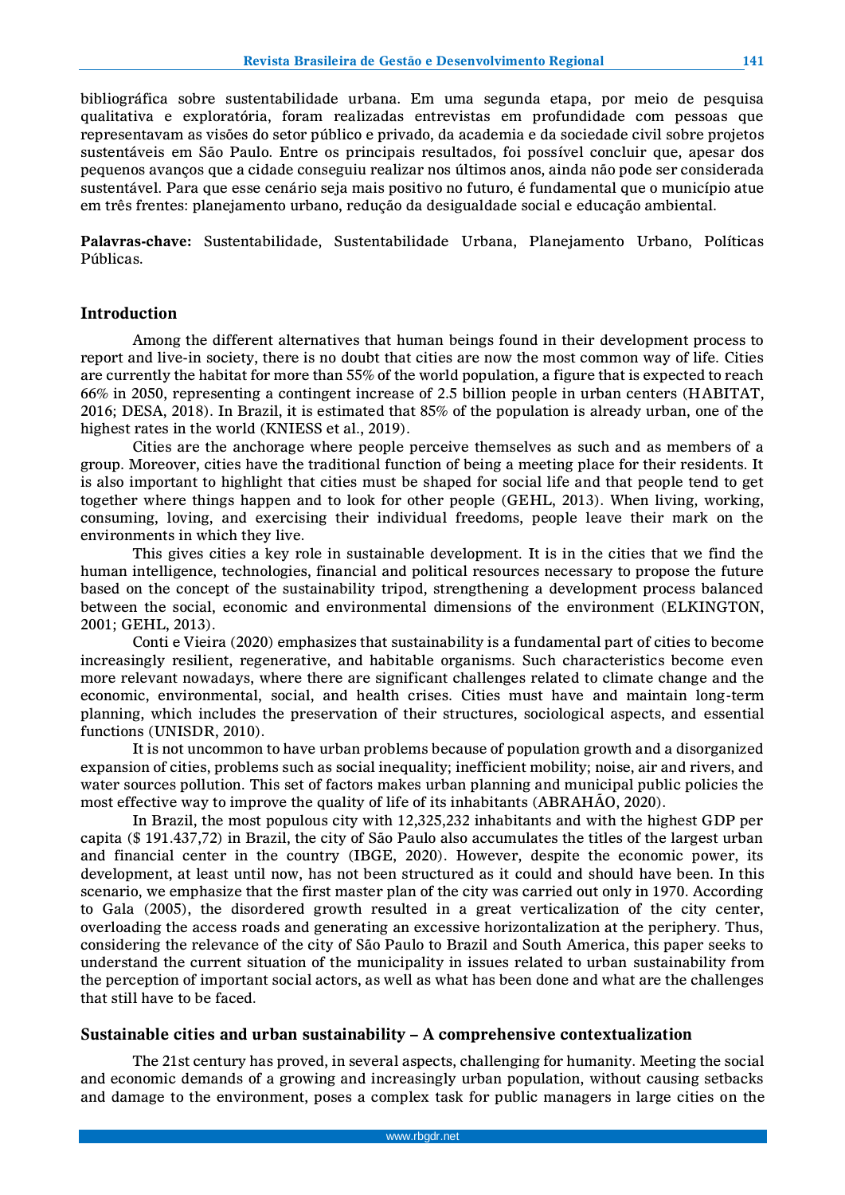bibliográfica sobre sustentabilidade urbana. Em uma segunda etapa, por meio de pesquisa qualitativa e exploratória, foram realizadas entrevistas em profundidade com pessoas que representavam as visões do setor público e privado, da academia e da sociedade civil sobre projetos sustentáveis em São Paulo. Entre os principais resultados, foi possível concluir que, apesar dos pequenos avanços que a cidade conseguiu realizar nos últimos anos, ainda não pode ser considerada sustentável. Para que esse cenário seja mais positivo no futuro, é fundamental que o município atue em três frentes: planejamento urbano, redução da desigualdade social e educação ambiental.

**Palavras-chave:** Sustentabilidade, Sustentabilidade Urbana, Planejamento Urbano, Políticas Públicas.

## Introduction

Among the different alternatives that human beings found in their development process to report and live-in society, there is no doubt that cities are now the most common way of life. Cities are currently the habitat for more than 55% of the world population, a figure that is expected to reach 66% in 2050, representing a contingent increase of 2.5 billion people in urban centers (HABITAT, 2016; DESA, 2018). In Brazil, it is estimated that 85% of the population is already urban, one of the highest rates in the world (KNIESS et al., 2019).

Cities are the anchorage where people perceive themselves as such and as members of a group. Moreover, cities have the traditional function of being a meeting place for their residents. It is also important to highlight that cities must be shaped for social life and that people tend to get together where things happen and to look for other people (GEHL, 2013). When living, working, consuming, loving, and exercising their individual freedoms, people leave their mark on the environments in which they live.

This gives cities a key role in sustainable development. It is in the cities that we find the human intelligence, technologies, financial and political resources necessary to propose the future based on the concept of the sustainability tripod, strengthening a development process balanced between the social, economic and environmental dimensions of the environment (ELKINGTON, 2001; GEHL, 2013).

Conti e Vieira (2020) emphasizes that sustainability is a fundamental part of cities to become increasingly resilient, regenerative, and habitable organisms. Such characteristics become even more relevant nowadays, where there are significant challenges related to climate change and the economic, environmental, social, and health crises. Cities must have and maintain long-term planning, which includes the preservation of their structures, sociological aspects, and essential functions (UNISDR, 2010).

It is not uncommon to have urban problems because of population growth and a disorganized expansion of cities, problems such as social inequality; inefficient mobility; noise, air and rivers, and water sources pollution. This set of factors makes urban planning and municipal public policies the most effective way to improve the quality of life of its inhabitants (ABRAHÃO, 2020).

In Brazil, the most populous city with 12,325,232 inhabitants and with the highest GDP per capita ($ 191.437,72) in Brazil, the city of São Paulo also accumulates the titles of the largest urban and financial center in the country (IBGE, 2020). However, despite the economic power, its development, at least until now, has not been structured as it could and should have been. In this scenario, we emphasize that the first master plan of the city was carried out only in 1970. According to Gala (2005), the disordered growth resulted in a great verticalization of the city center, overloading the access roads and generating an excessive horizontalization at the periphery. Thus, considering the relevance of the city of São Paulo to Brazil and South America, this paper seeks to understand the current situation of the municipality in issues related to urban sustainability from the perception of important social actors, as well as what has been done and what are the challenges that still have to be faced.

## Sustainable cities and urban sustainability – A comprehensive contextualization

The 21st century has proved, in several aspects, challenging for humanity. Meeting the social and economic demands of a growing and increasingly urban population, without causing setbacks and damage to the environment, poses a complex task for public managers in large cities on the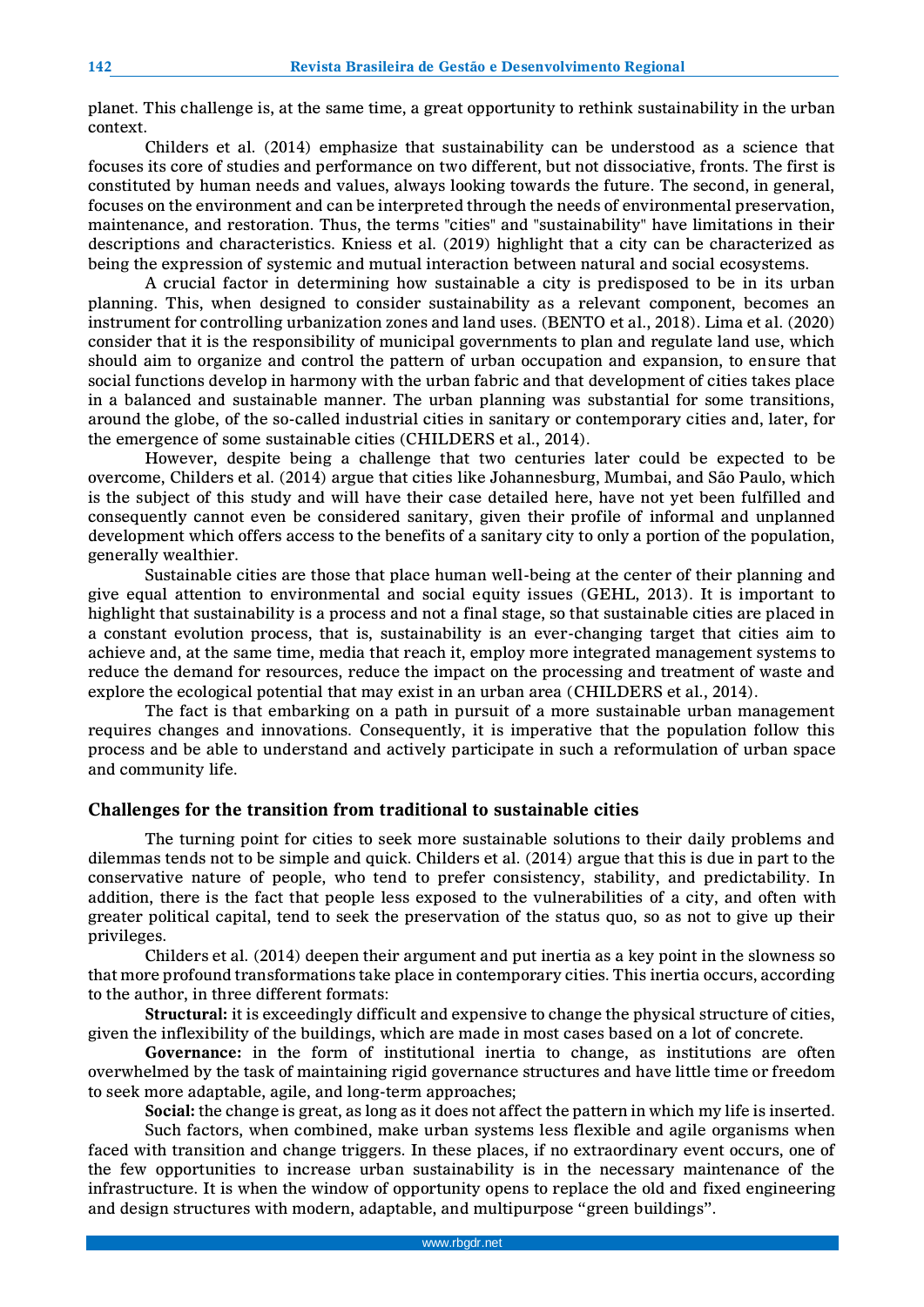planet. This challenge is, at the same time, a great opportunity to rethink sustainability in the urban context.

Childers et al. (2014) emphasize that sustainability can be understood as a science that focuses its core of studies and performance on two different, but not dissociative, fronts. The first is constituted by human needs and values, always looking towards the future. The second, in general, focuses on the environment and can be interpreted through the needs of environmental preservation, maintenance, and restoration. Thus, the terms "cities" and "sustainability" have limitations in their descriptions and characteristics. Kniess et al. (2019) highlight that a city can be characterized as being the expression of systemic and mutual interaction between natural and social ecosystems.

A crucial factor in determining how sustainable a city is predisposed to be in its urban planning. This, when designed to consider sustainability as a relevant component, becomes an instrument for controlling urbanization zones and land uses. (BENTO et al., 2018). Lima et al. (2020) consider that it is the responsibility of municipal governments to plan and regulate land use, which should aim to organize and control the pattern of urban occupation and expansion, to ensure that social functions develop in harmony with the urban fabric and that development of cities takes place in a balanced and sustainable manner. The urban planning was substantial for some transitions, around the globe, of the so-called industrial cities in sanitary or contemporary cities and, later, for the emergence of some sustainable cities (CHILDERS et al., 2014).

However, despite being a challenge that two centuries later could be expected to be overcome, Childers et al. (2014) argue that cities like Johannesburg, Mumbai, and São Paulo, which is the subject of this study and will have their case detailed here, have not yet been fulfilled and consequently cannot even be considered sanitary, given their profile of informal and unplanned development which offers access to the benefits of a sanitary city to only a portion of the population, generally wealthier.

Sustainable cities are those that place human well-being at the center of their planning and give equal attention to environmental and social equity issues (GEHL, 2013). It is important to highlight that sustainability is a process and not a final stage, so that sustainable cities are placed in a constant evolution process, that is, sustainability is an ever-changing target that cities aim to achieve and, at the same time, media that reach it, employ more integrated management systems to reduce the demand for resources, reduce the impact on the processing and treatment of waste and explore the ecological potential that may exist in an urban area (CHILDERS et al., 2014).

The fact is that embarking on a path in pursuit of a more sustainable urban management requires changes and innovations. Consequently, it is imperative that the population follow this process and be able to understand and actively participate in such a reformulation of urban space and community life.

## Challenges for the transition from traditional to sustainable cities

The turning point for cities to seek more sustainable solutions to their daily problems and dilemmas tends not to be simple and quick. Childers et al. (2014) argue that this is due in part to the conservative nature of people, who tend to prefer consistency, stability, and predictability. In addition, there is the fact that people less exposed to the vulnerabilities of a city, and often with greater political capital, tend to seek the preservation of the status quo, so as not to give up their privileges.

Childers et al. (2014) deepen their argument and put inertia as a key point in the slowness so that more profound transformations take place in contemporary cities. This inertia occurs, according to the author, in three different formats:

**Structural:** it is exceedingly difficult and expensive to change the physical structure of cities, given the inflexibility of the buildings, which are made in most cases based on a lot of concrete.

**Governance:** in the form of institutional inertia to change, as institutions are often overwhelmed by the task of maintaining rigid governance structures and have little time or freedom to seek more adaptable, agile, and long-term approaches;

**Social:** the change is great, as long as it does not affect the pattern in which my life is inserted.

Such factors, when combined, make urban systems less flexible and agile organisms when faced with transition and change triggers. In these places, if no extraordinary event occurs, one of the few opportunities to increase urban sustainability is in the necessary maintenance of the infrastructure. It is when the window of opportunity opens to replace the old and fixed engineering and design structures with modern, adaptable, and multipurpose “green buildings”.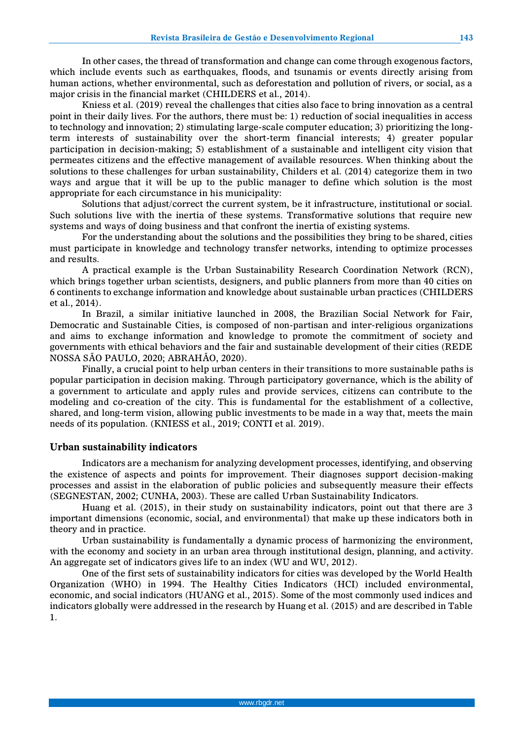In other cases, the thread of transformation and change can come through exogenous factors, which include events such as earthquakes, floods, and tsunamis or events directly arising from human actions, whether environmental, such as deforestation and pollution of rivers, or social, as a major crisis in the financial market (CHILDERS et al., 2014).

Kniess et al. (2019) reveal the challenges that cities also face to bring innovation as a central point in their daily lives. For the authors, there must be: 1) reduction of social inequalities in access to technology and innovation; 2) stimulating large-scale computer education; 3) prioritizing the long-term interests of sustainability over the short-term financial interests; 4) greater popular participation in decision-making; 5) establishment of a sustainable and intelligent city vision that permeates citizens and the effective management of available resources. When thinking about the solutions to these challenges for urban sustainability, Childers et al. (2014) categorize them in two ways and argue that it will be up to the public manager to define which solution is the most appropriate for each circumstance in his municipality:

Solutions that adjust/correct the current system, be it infrastructure, institutional or social. Such solutions live with the inertia of these systems. Transformative solutions that require new systems and ways of doing business and that confront the inertia of existing systems.

For the understanding about the solutions and the possibilities they bring to be shared, cities must participate in knowledge and technology transfer networks, intending to optimize processes and results.

A practical example is the Urban Sustainability Research Coordination Network (RCN), which brings together urban scientists, designers, and public planners from more than 40 cities on 6 continents to exchange information and knowledge about sustainable urban practices (CHILDERS et al., 2014).

In Brazil, a similar initiative launched in 2008, the Brazilian Social Network for Fair, Democratic and Sustainable Cities, is composed of non-partisan and inter-religious organizations and aims to exchange information and knowledge to promote the commitment of society and governments with ethical behaviors and the fair and sustainable development of their cities (REDE NOSSA SÃO PAULO, 2020; ABRAHÃO, 2020).

Finally, a crucial point to help urban centers in their transitions to more sustainable paths is popular participation in decision making. Through participatory governance, which is the ability of a government to articulate and apply rules and provide services, citizens can contribute to the modeling and co-creation of the city. This is fundamental for the establishment of a collective, shared, and long-term vision, allowing public investments to be made in a way that, meets the main needs of its population. (KNIESS et al., 2019; CONTI et al. 2019).

## Urban sustainability indicators

Indicators are a mechanism for analyzing development processes, identifying, and observing the existence of aspects and points for improvement. Their diagnoses support decision-making processes and assist in the elaboration of public policies and subsequently measure their effects (SEGNESTAN, 2002; CUNHA, 2003). These are called Urban Sustainability Indicators.

Huang et al. (2015), in their study on sustainability indicators, point out that there are 3 important dimensions (economic, social, and environmental) that make up these indicators both in theory and in practice.

Urban sustainability is fundamentally a dynamic process of harmonizing the environment, with the economy and society in an urban area through institutional design, planning, and activity. An aggregate set of indicators gives life to an index (WU and WU, 2012).

One of the first sets of sustainability indicators for cities was developed by the World Health Organization (WHO) in 1994. The Healthy Cities Indicators (HCI) included environmental, economic, and social indicators (HUANG et al., 2015). Some of the most commonly used indices and indicators globally were addressed in the research by Huang et al. (2015) and are described in Table 1.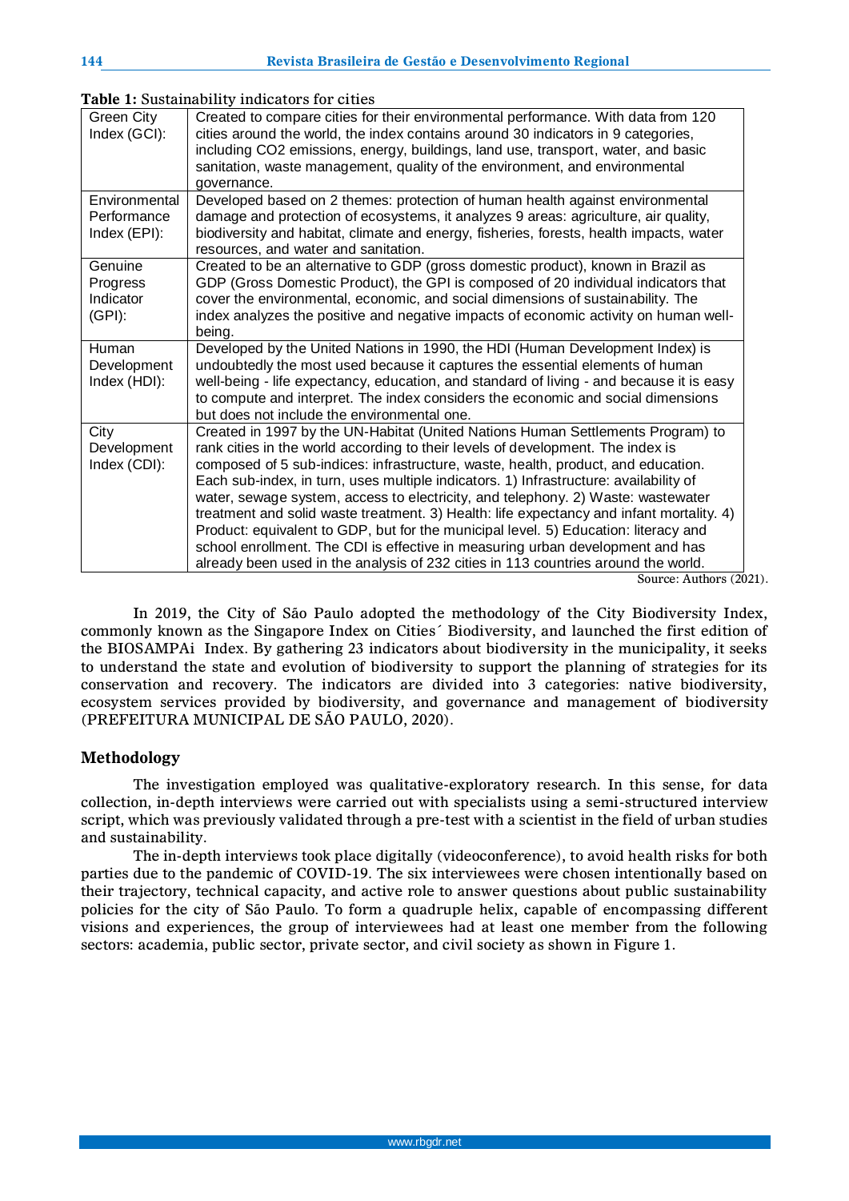**Table 1:** Sustainability indicators for cities

| | |
|---|---|
| Green City Index (GCI): | Created to compare cities for their environmental performance. With data from 120 cities around the world, the index contains around 30 indicators in 9 categories, including CO2 emissions, energy, buildings, land use, transport, water, and basic sanitation, waste management, quality of the environment, and environmental governance. |
| Environmental Performance Index (EPI): | Developed based on 2 themes: protection of human health against environmental damage and protection of ecosystems, it analyzes 9 areas: agriculture, air quality, biodiversity and habitat, climate and energy, fisheries, forests, health impacts, water resources, and water and sanitation. |
| Genuine Progress Indicator (GPI): | Created to be an alternative to GDP (gross domestic product), known in Brazil as GDP (Gross Domestic Product), the GPI is composed of 20 individual indicators that cover the environmental, economic, and social dimensions of sustainability. The index analyzes the positive and negative impacts of economic activity on human well-being. |
| Human Development Index (HDI): | Developed by the United Nations in 1990, the HDI (Human Development Index) is undoubtedly the most used because it captures the essential elements of human well-being - life expectancy, education, and standard of living - and because it is easy to compute and interpret. The index considers the economic and social dimensions but does not include the environmental one. |
| City Development Index (CDI): | Created in 1997 by the UN-Habitat (United Nations Human Settlements Program) to rank cities in the world according to their levels of development. The index is composed of 5 sub-indices: infrastructure, waste, health, product, and education. Each sub-index, in turn, uses multiple indicators. 1) Infrastructure: availability of water, sewage system, access to electricity, and telephony. 2) Waste: wastewater treatment and solid waste treatment. 3) Health: life expectancy and infant mortality. 4) Product: equivalent to GDP, but for the municipal level. 5) Education: literacy and school enrollment. The CDI is effective in measuring urban development and has already been used in the analysis of 232 cities in 113 countries around the world. |

Source: Authors (2021).

In 2019, the City of São Paulo adopted the methodology of the City Biodiversity Index, commonly known as the Singapore Index on Cities´ Biodiversity, and launched the first edition of the BIOSAMPAi Index. By gathering 23 indicators about biodiversity in the municipality, it seeks to understand the state and evolution of biodiversity to support the planning of strategies for its conservation and recovery. The indicators are divided into 3 categories: native biodiversity, ecosystem services provided by biodiversity, and governance and management of biodiversity (PREFEITURA MUNICIPAL DE SÃO PAULO, 2020).

## Methodology

The investigation employed was qualitative-exploratory research. In this sense, for data collection, in-depth interviews were carried out with specialists using a semi-structured interview script, which was previously validated through a pre-test with a scientist in the field of urban studies and sustainability.

The in-depth interviews took place digitally (videoconference), to avoid health risks for both parties due to the pandemic of COVID-19. The six interviewees were chosen intentionally based on their trajectory, technical capacity, and active role to answer questions about public sustainability policies for the city of São Paulo. To form a quadruple helix, capable of encompassing different visions and experiences, the group of interviewees had at least one member from the following sectors: academia, public sector, private sector, and civil society as shown in Figure 1.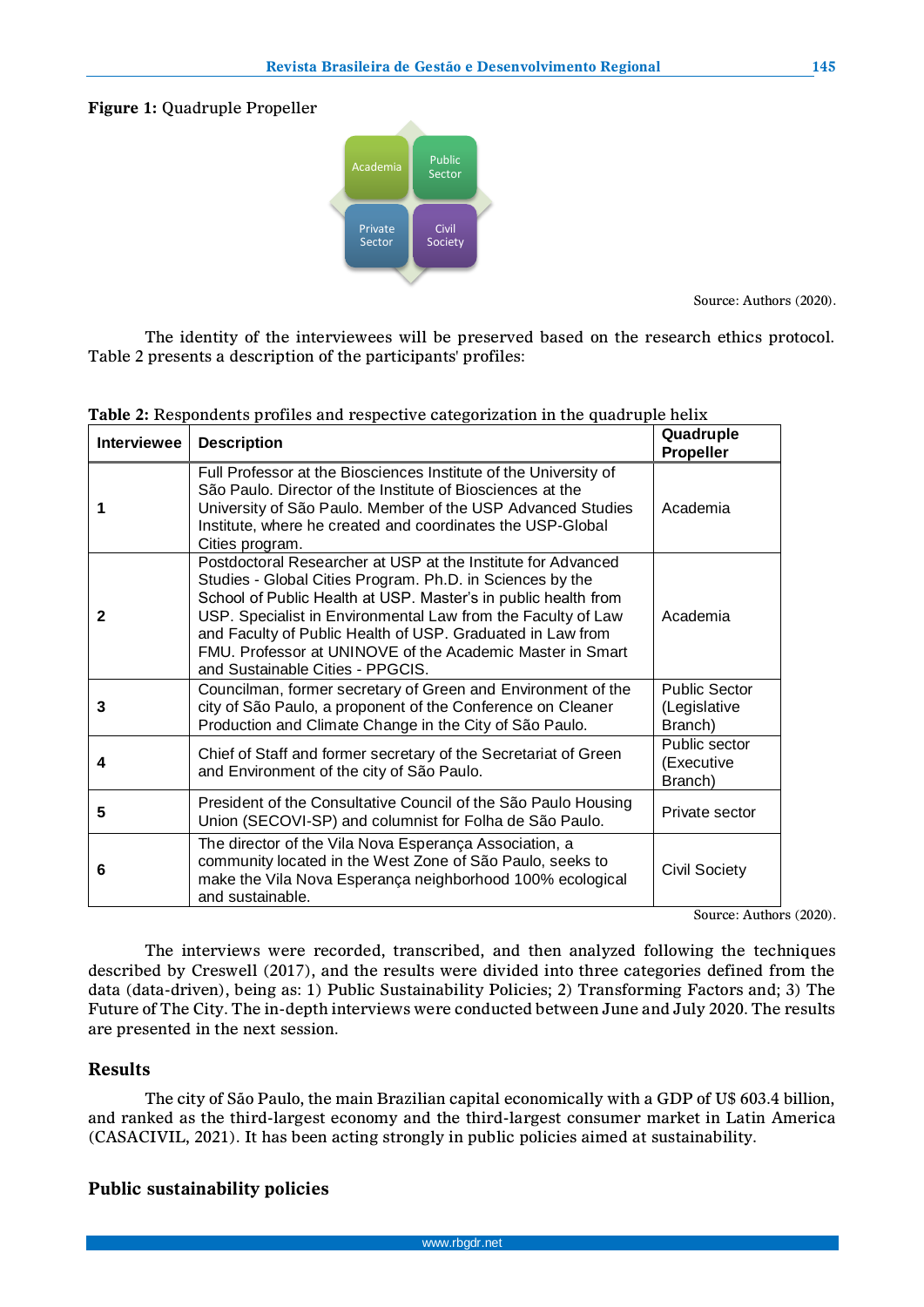**Figure 1:** Quadruple Propeller

Academia | Public Sector | Private Sector | Civil Society

Source: Authors (2020).

The identity of the interviewees will be preserved based on the research ethics protocol. Table 2 presents a description of the participants' profiles:

**Table 2:** Respondents profiles and respective categorization in the quadruple helix

| Interviewee | Description | Quadruple Propeller |
|---|---|---|
| **1** | Full Professor at the Biosciences Institute of the University of São Paulo. Director of the Institute of Biosciences at the University of São Paulo. Member of the USP Advanced Studies Institute, where he created and coordinates the USP-Global Cities program. | Academia |
| **2** | Postdoctoral Researcher at USP at the Institute for Advanced Studies - Global Cities Program. Ph.D. in Sciences by the School of Public Health at USP. Master's in public health from USP. Specialist in Environmental Law from the Faculty of Law and Faculty of Public Health of USP. Graduated in Law from FMU. Professor at UNINOVE of the Academic Master in Smart and Sustainable Cities - PPGCIS. | Academia |
| **3** | Councilman, former secretary of Green and Environment of the city of São Paulo, a proponent of the Conference on Cleaner Production and Climate Change in the City of São Paulo. | Public Sector (Legislative Branch) |
| **4** | Chief of Staff and former secretary of the Secretariat of Green and Environment of the city of São Paulo. | Public sector (Executive Branch) |
| **5** | President of the Consultative Council of the São Paulo Housing Union (SECOVI-SP) and columnist for Folha de São Paulo. | Private sector |
| **6** | The director of the Vila Nova Esperança Association, a community located in the West Zone of São Paulo, seeks to make the Vila Nova Esperança neighborhood 100% ecological and sustainable. | Civil Society |

Source: Authors (2020).

The interviews were recorded, transcribed, and then analyzed following the techniques described by Creswell (2017), and the results were divided into three categories defined from the data (data-driven), being as: 1) Public Sustainability Policies; 2) Transforming Factors and; 3) The Future of The City. The in-depth interviews were conducted between June and July 2020. The results are presented in the next session.

## Results

The city of São Paulo, the main Brazilian capital economically with a GDP of U$ 603.4 billion, and ranked as the third-largest economy and the third-largest consumer market in Latin America (CASACIVIL, 2021). It has been acting strongly in public policies aimed at sustainability.

### Public sustainability policies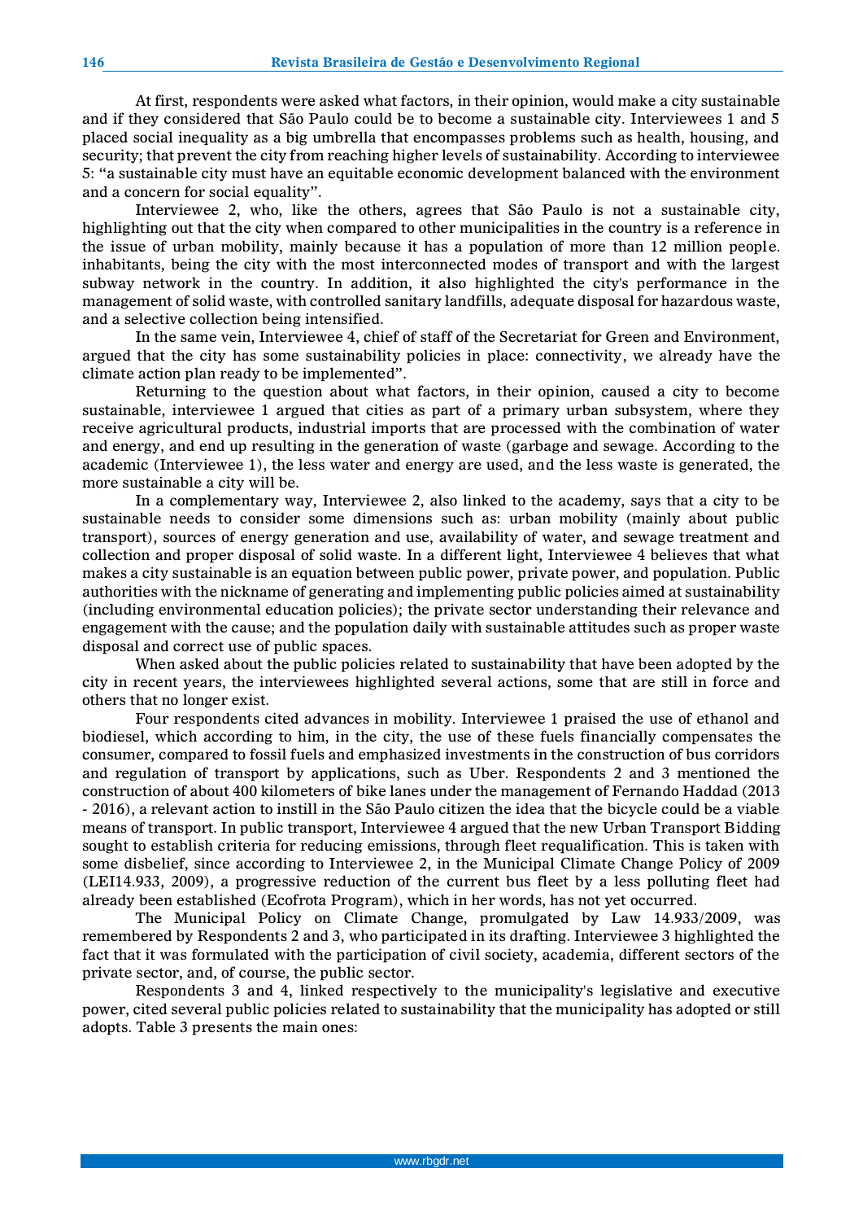At first, respondents were asked what factors, in their opinion, would make a city sustainable and if they considered that São Paulo could be to become a sustainable city. Interviewees 1 and 5 placed social inequality as a big umbrella that encompasses problems such as health, housing, and security; that prevent the city from reaching higher levels of sustainability. According to interviewee 5: "a sustainable city must have an equitable economic development balanced with the environment and a concern for social equality".

Interviewee 2, who, like the others, agrees that São Paulo is not a sustainable city, highlighting out that the city when compared to other municipalities in the country is a reference in the issue of urban mobility, mainly because it has a population of more than 12 million people. inhabitants, being the city with the most interconnected modes of transport and with the largest subway network in the country. In addition, it also highlighted the city's performance in the management of solid waste, with controlled sanitary landfills, adequate disposal for hazardous waste, and a selective collection being intensified.

In the same vein, Interviewee 4, chief of staff of the Secretariat for Green and Environment, argued that the city has some sustainability policies in place: connectivity, we already have the climate action plan ready to be implemented".

Returning to the question about what factors, in their opinion, caused a city to become sustainable, interviewee 1 argued that cities as part of a primary urban subsystem, where they receive agricultural products, industrial imports that are processed with the combination of water and energy, and end up resulting in the generation of waste (garbage and sewage. According to the academic (Interviewee 1), the less water and energy are used, and the less waste is generated, the more sustainable a city will be.

In a complementary way, Interviewee 2, also linked to the academy, says that a city to be sustainable needs to consider some dimensions such as: urban mobility (mainly about public transport), sources of energy generation and use, availability of water, and sewage treatment and collection and proper disposal of solid waste. In a different light, Interviewee 4 believes that what makes a city sustainable is an equation between public power, private power, and population. Public authorities with the nickname of generating and implementing public policies aimed at sustainability (including environmental education policies); the private sector understanding their relevance and engagement with the cause; and the population daily with sustainable attitudes such as proper waste disposal and correct use of public spaces.

When asked about the public policies related to sustainability that have been adopted by the city in recent years, the interviewees highlighted several actions, some that are still in force and others that no longer exist.

Four respondents cited advances in mobility. Interviewee 1 praised the use of ethanol and biodiesel, which according to him, in the city, the use of these fuels financially compensates the consumer, compared to fossil fuels and emphasized investments in the construction of bus corridors and regulation of transport by applications, such as Uber. Respondents 2 and 3 mentioned the construction of about 400 kilometers of bike lanes under the management of Fernando Haddad (2013 - 2016), a relevant action to instill in the São Paulo citizen the idea that the bicycle could be a viable means of transport. In public transport, Interviewee 4 argued that the new Urban Transport Bidding sought to establish criteria for reducing emissions, through fleet requalification. This is taken with some disbelief, since according to Interviewee 2, in the Municipal Climate Change Policy of 2009 (LEI14.933, 2009), a progressive reduction of the current bus fleet by a less polluting fleet had already been established (Ecofrota Program), which in her words, has not yet occurred.

The Municipal Policy on Climate Change, promulgated by Law 14.933/2009, was remembered by Respondents 2 and 3, who participated in its drafting. Interviewee 3 highlighted the fact that it was formulated with the participation of civil society, academia, different sectors of the private sector, and, of course, the public sector.

Respondents 3 and 4, linked respectively to the municipality's legislative and executive power, cited several public policies related to sustainability that the municipality has adopted or still adopts. Table 3 presents the main ones: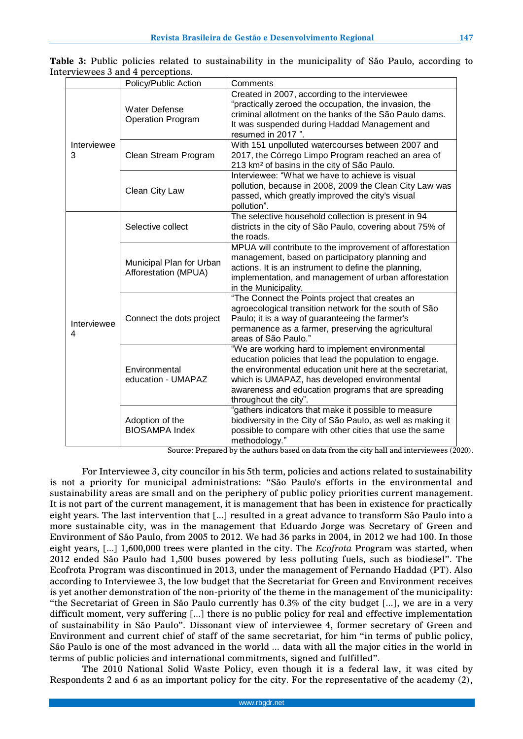**Table 3:** Public policies related to sustainability in the municipality of São Paulo, according to Interviewees 3 and 4 perceptions.

| | Policy/Public Action | Comments |
|---|---|---|
| Interviewee 3 | Water Defense Operation Program | Created in 2007, according to the interviewee "practically zeroed the occupation, the invasion, the criminal allotment on the banks of the São Paulo dams. It was suspended during Haddad Management and resumed in 2017 ". |
| | Clean Stream Program | With 151 unpolluted watercourses between 2007 and 2017, the Córrego Limpo Program reached an area of 213 km² of basins in the city of São Paulo. |
| | Clean City Law | Interviewee: "What we have to achieve is visual pollution, because in 2008, 2009 the Clean City Law was passed, which greatly improved the city's visual pollution". |
| Interviewee 4 | Selective collect | The selective household collection is present in 94 districts in the city of São Paulo, covering about 75% of the roads. |
| | Municipal Plan for Urban Afforestation (MPUA) | MPUA will contribute to the improvement of afforestation management, based on participatory planning and actions. It is an instrument to define the planning, implementation, and management of urban afforestation in the Municipality. |
| | Connect the dots project | "The Connect the Points project that creates an agroecological transition network for the south of São Paulo; it is a way of guaranteeing the farmer's permanence as a farmer, preserving the agricultural areas of São Paulo." |
| | Environmental education - UMAPAZ | "We are working hard to implement environmental education policies that lead the population to engage. the environmental education unit here at the secretariat, which is UMAPAZ, has developed environmental awareness and education programs that are spreading throughout the city". |
| | Adoption of the BIOSAMPA Index | "gathers indicators that make it possible to measure biodiversity in the City of São Paulo, as well as making it possible to compare with other cities that use the same methodology." |

Source: Prepared by the authors based on data from the city hall and interviewees (2020).

For Interviewee 3, city councilor in his 5th term, policies and actions related to sustainability is not a priority for municipal administrations: "São Paulo's efforts in the environmental and sustainability areas are small and on the periphery of public policy priorities current management. It is not part of the current management, it is management that has been in existence for practically eight years. The last intervention that [...] resulted in a great advance to transform São Paulo into a more sustainable city, was in the management that Eduardo Jorge was Secretary of Green and Environment of São Paulo, from 2005 to 2012. We had 36 parks in 2004, in 2012 we had 100. In those eight years, [...] 1,600,000 trees were planted in the city. The *Ecofrota* Program was started, when 2012 ended São Paulo had 1,500 buses powered by less polluting fuels, such as biodiesel". The Ecofrota Program was discontinued in 2013, under the management of Fernando Haddad (PT). Also according to Interviewee 3, the low budget that the Secretariat for Green and Environment receives is yet another demonstration of the non-priority of the theme in the management of the municipality: "the Secretariat of Green in São Paulo currently has 0.3% of the city budget [...], we are in a very difficult moment, very suffering [...] there is no public policy for real and effective implementation of sustainability in São Paulo". Dissonant view of interviewee 4, former secretary of Green and Environment and current chief of staff of the same secretariat, for him "in terms of public policy, São Paulo is one of the most advanced in the world ... data with all the major cities in the world in terms of public policies and international commitments, signed and fulfilled".

The 2010 National Solid Waste Policy, even though it is a federal law, it was cited by Respondents 2 and 6 as an important policy for the city. For the representative of the academy (2),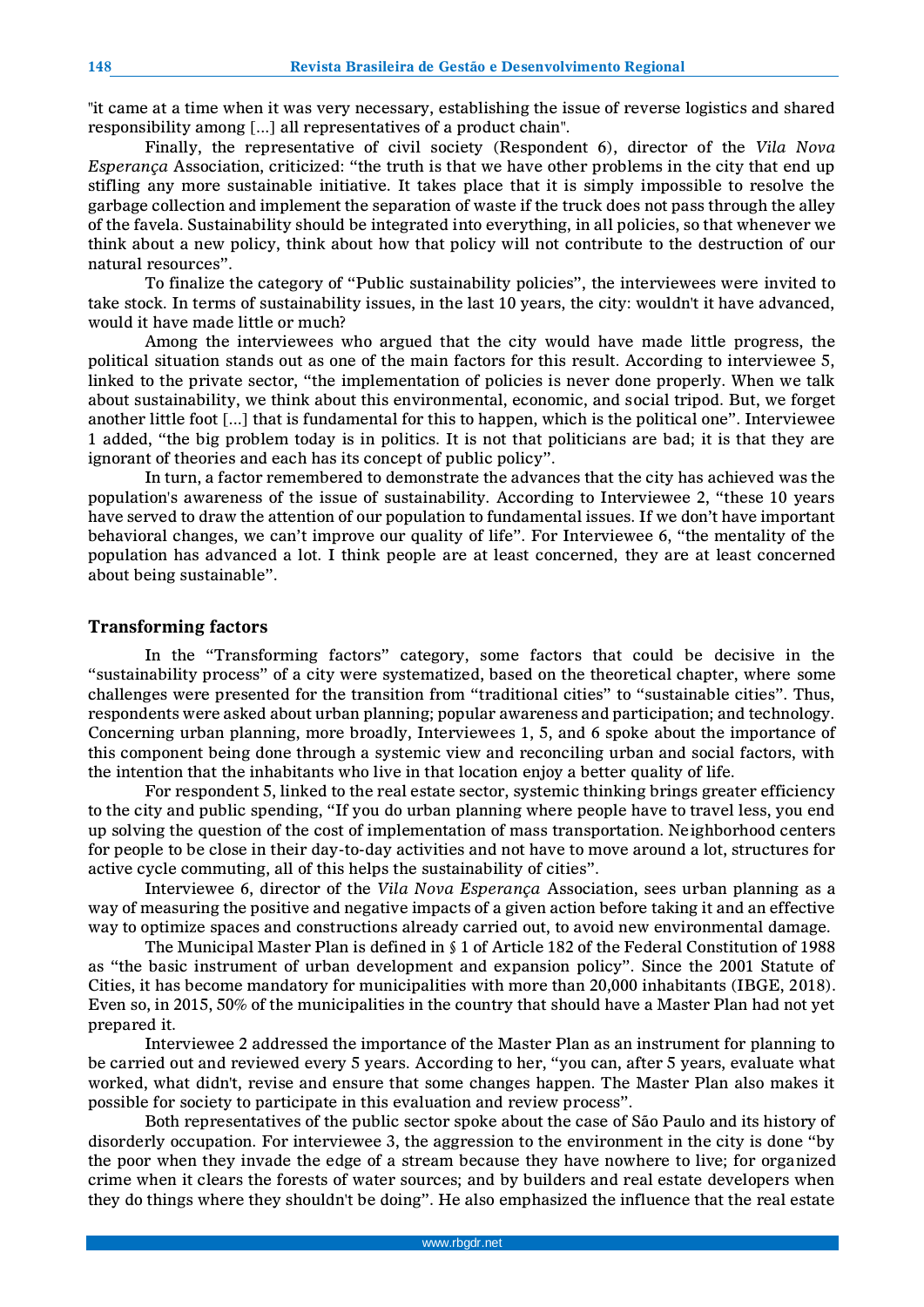"it came at a time when it was very necessary, establishing the issue of reverse logistics and shared responsibility among [...] all representatives of a product chain".

Finally, the representative of civil society (Respondent 6), director of the *Vila Nova Esperança* Association, criticized: "the truth is that we have other problems in the city that end up stifling any more sustainable initiative. It takes place that it is simply impossible to resolve the garbage collection and implement the separation of waste if the truck does not pass through the alley of the favela. Sustainability should be integrated into everything, in all policies, so that whenever we think about a new policy, think about how that policy will not contribute to the destruction of our natural resources".

To finalize the category of "Public sustainability policies", the interviewees were invited to take stock. In terms of sustainability issues, in the last 10 years, the city: wouldn't it have advanced, would it have made little or much?

Among the interviewees who argued that the city would have made little progress, the political situation stands out as one of the main factors for this result. According to interviewee 5, linked to the private sector, "the implementation of policies is never done properly. When we talk about sustainability, we think about this environmental, economic, and social tripod. But, we forget another little foot [...] that is fundamental for this to happen, which is the political one". Interviewee 1 added, "the big problem today is in politics. It is not that politicians are bad; it is that they are ignorant of theories and each has its concept of public policy".

In turn, a factor remembered to demonstrate the advances that the city has achieved was the population's awareness of the issue of sustainability. According to Interviewee 2, "these 10 years have served to draw the attention of our population to fundamental issues. If we don't have important behavioral changes, we can't improve our quality of life". For Interviewee 6, "the mentality of the population has advanced a lot. I think people are at least concerned, they are at least concerned about being sustainable".

## Transforming factors

In the "Transforming factors" category, some factors that could be decisive in the "sustainability process" of a city were systematized, based on the theoretical chapter, where some challenges were presented for the transition from "traditional cities" to "sustainable cities". Thus, respondents were asked about urban planning; popular awareness and participation; and technology. Concerning urban planning, more broadly, Interviewees 1, 5, and 6 spoke about the importance of this component being done through a systemic view and reconciling urban and social factors, with the intention that the inhabitants who live in that location enjoy a better quality of life.

For respondent 5, linked to the real estate sector, systemic thinking brings greater efficiency to the city and public spending, "If you do urban planning where people have to travel less, you end up solving the question of the cost of implementation of mass transportation. Neighborhood centers for people to be close in their day-to-day activities and not have to move around a lot, structures for active cycle commuting, all of this helps the sustainability of cities".

Interviewee 6, director of the *Vila Nova Esperança* Association, sees urban planning as a way of measuring the positive and negative impacts of a given action before taking it and an effective way to optimize spaces and constructions already carried out, to avoid new environmental damage.

The Municipal Master Plan is defined in § 1 of Article 182 of the Federal Constitution of 1988 as "the basic instrument of urban development and expansion policy". Since the 2001 Statute of Cities, it has become mandatory for municipalities with more than 20,000 inhabitants (IBGE, 2018). Even so, in 2015, 50% of the municipalities in the country that should have a Master Plan had not yet prepared it.

Interviewee 2 addressed the importance of the Master Plan as an instrument for planning to be carried out and reviewed every 5 years. According to her, "you can, after 5 years, evaluate what worked, what didn't, revise and ensure that some changes happen. The Master Plan also makes it possible for society to participate in this evaluation and review process".

Both representatives of the public sector spoke about the case of São Paulo and its history of disorderly occupation. For interviewee 3, the aggression to the environment in the city is done "by the poor when they invade the edge of a stream because they have nowhere to live; for organized crime when it clears the forests of water sources; and by builders and real estate developers when they do things where they shouldn't be doing". He also emphasized the influence that the real estate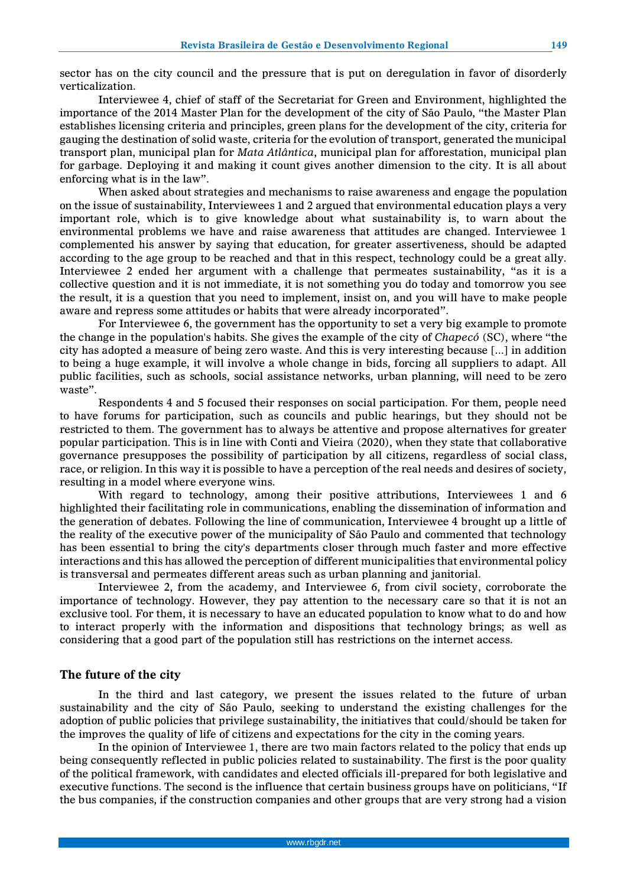sector has on the city council and the pressure that is put on deregulation in favor of disorderly verticalization.

Interviewee 4, chief of staff of the Secretariat for Green and Environment, highlighted the importance of the 2014 Master Plan for the development of the city of São Paulo, "the Master Plan establishes licensing criteria and principles, green plans for the development of the city, criteria for gauging the destination of solid waste, criteria for the evolution of transport, generated the municipal transport plan, municipal plan for *Mata Atlântica*, municipal plan for afforestation, municipal plan for garbage. Deploying it and making it count gives another dimension to the city. It is all about enforcing what is in the law".

When asked about strategies and mechanisms to raise awareness and engage the population on the issue of sustainability, Interviewees 1 and 2 argued that environmental education plays a very important role, which is to give knowledge about what sustainability is, to warn about the environmental problems we have and raise awareness that attitudes are changed. Interviewee 1 complemented his answer by saying that education, for greater assertiveness, should be adapted according to the age group to be reached and that in this respect, technology could be a great ally. Interviewee 2 ended her argument with a challenge that permeates sustainability, "as it is a collective question and it is not immediate, it is not something you do today and tomorrow you see the result, it is a question that you need to implement, insist on, and you will have to make people aware and repress some attitudes or habits that were already incorporated".

For Interviewee 6, the government has the opportunity to set a very big example to promote the change in the population's habits. She gives the example of the city of *Chapecó* (SC), where "the city has adopted a measure of being zero waste. And this is very interesting because [...] in addition to being a huge example, it will involve a whole change in bids, forcing all suppliers to adapt. All public facilities, such as schools, social assistance networks, urban planning, will need to be zero waste".

Respondents 4 and 5 focused their responses on social participation. For them, people need to have forums for participation, such as councils and public hearings, but they should not be restricted to them. The government has to always be attentive and propose alternatives for greater popular participation. This is in line with Conti and Vieira (2020), when they state that collaborative governance presupposes the possibility of participation by all citizens, regardless of social class, race, or religion. In this way it is possible to have a perception of the real needs and desires of society, resulting in a model where everyone wins.

With regard to technology, among their positive attributions, Interviewees 1 and 6 highlighted their facilitating role in communications, enabling the dissemination of information and the generation of debates. Following the line of communication, Interviewee 4 brought up a little of the reality of the executive power of the municipality of São Paulo and commented that technology has been essential to bring the city's departments closer through much faster and more effective interactions and this has allowed the perception of different municipalities that environmental policy is transversal and permeates different areas such as urban planning and janitorial.

Interviewee 2, from the academy, and Interviewee 6, from civil society, corroborate the importance of technology. However, they pay attention to the necessary care so that it is not an exclusive tool. For them, it is necessary to have an educated population to know what to do and how to interact properly with the information and dispositions that technology brings; as well as considering that a good part of the population still has restrictions on the internet access.

## The future of the city

In the third and last category, we present the issues related to the future of urban sustainability and the city of São Paulo, seeking to understand the existing challenges for the adoption of public policies that privilege sustainability, the initiatives that could/should be taken for the improves the quality of life of citizens and expectations for the city in the coming years.

In the opinion of Interviewee 1, there are two main factors related to the policy that ends up being consequently reflected in public policies related to sustainability. The first is the poor quality of the political framework, with candidates and elected officials ill-prepared for both legislative and executive functions. The second is the influence that certain business groups have on politicians, "If the bus companies, if the construction companies and other groups that are very strong had a vision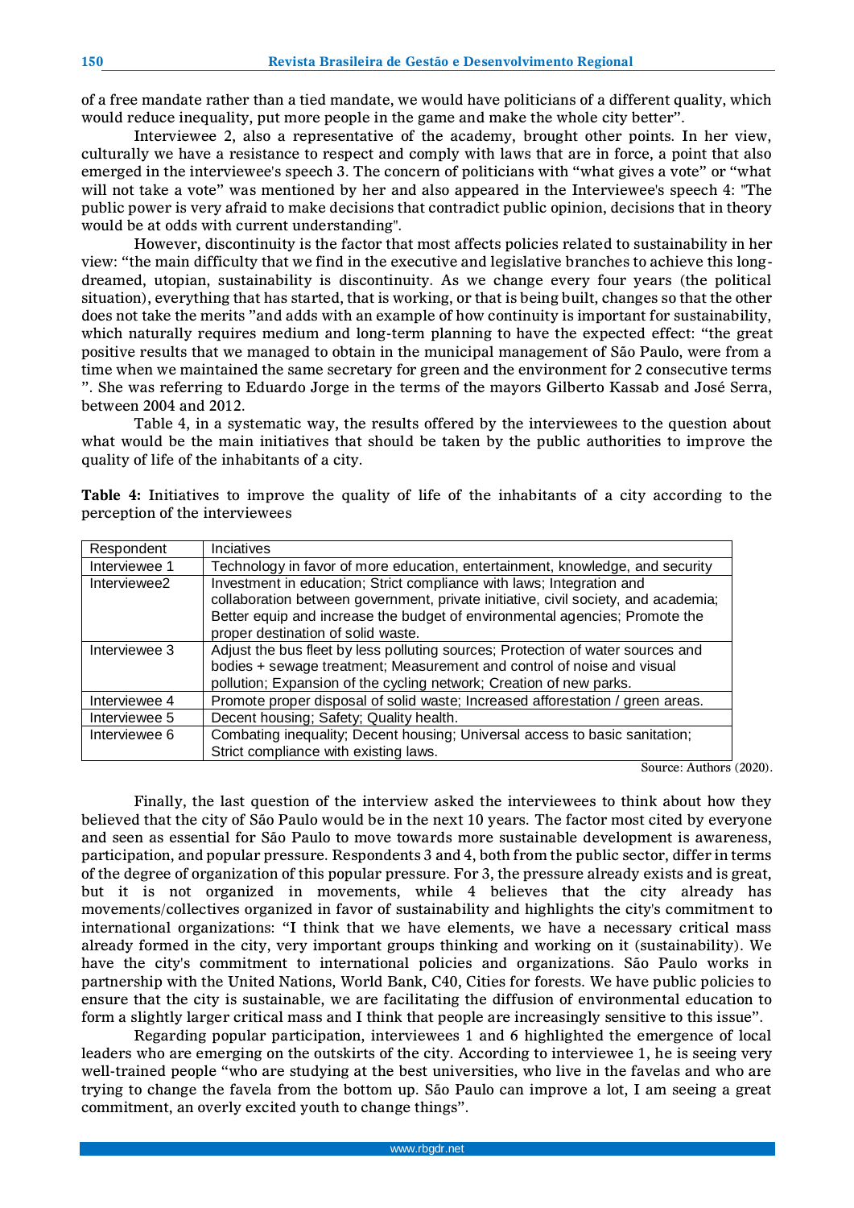of a free mandate rather than a tied mandate, we would have politicians of a different quality, which would reduce inequality, put more people in the game and make the whole city better".

Interviewee 2, also a representative of the academy, brought other points. In her view, culturally we have a resistance to respect and comply with laws that are in force, a point that also emerged in the interviewee's speech 3. The concern of politicians with "what gives a vote" or "what will not take a vote" was mentioned by her and also appeared in the Interviewee's speech 4: "The public power is very afraid to make decisions that contradict public opinion, decisions that in theory would be at odds with current understanding".

However, discontinuity is the factor that most affects policies related to sustainability in her view: "the main difficulty that we find in the executive and legislative branches to achieve this long-dreamed, utopian, sustainability is discontinuity. As we change every four years (the political situation), everything that has started, that is working, or that is being built, changes so that the other does not take the merits "and adds with an example of how continuity is important for sustainability, which naturally requires medium and long-term planning to have the expected effect: "the great positive results that we managed to obtain in the municipal management of São Paulo, were from a time when we maintained the same secretary for green and the environment for 2 consecutive terms ". She was referring to Eduardo Jorge in the terms of the mayors Gilberto Kassab and José Serra, between 2004 and 2012.

Table 4, in a systematic way, the results offered by the interviewees to the question about what would be the main initiatives that should be taken by the public authorities to improve the quality of life of the inhabitants of a city.

**Table 4:** Initiatives to improve the quality of life of the inhabitants of a city according to the perception of the interviewees

| Respondent | Inciatives |
|---|---|
| Interviewee 1 | Technology in favor of more education, entertainment, knowledge, and security |
| Interviewee2 | Investment in education; Strict compliance with laws; Integration and collaboration between government, private initiative, civil society, and academia; Better equip and increase the budget of environmental agencies; Promote the proper destination of solid waste. |
| Interviewee 3 | Adjust the bus fleet by less polluting sources; Protection of water sources and bodies + sewage treatment; Measurement and control of noise and visual pollution; Expansion of the cycling network; Creation of new parks. |
| Interviewee 4 | Promote proper disposal of solid waste; Increased afforestation / green areas. |
| Interviewee 5 | Decent housing; Safety; Quality health. |
| Interviewee 6 | Combating inequality; Decent housing; Universal access to basic sanitation; Strict compliance with existing laws. |

Source: Authors (2020).

Finally, the last question of the interview asked the interviewees to think about how they believed that the city of São Paulo would be in the next 10 years. The factor most cited by everyone and seen as essential for São Paulo to move towards more sustainable development is awareness, participation, and popular pressure. Respondents 3 and 4, both from the public sector, differ in terms of the degree of organization of this popular pressure. For 3, the pressure already exists and is great, but it is not organized in movements, while 4 believes that the city already has movements/collectives organized in favor of sustainability and highlights the city's commitment to international organizations: "I think that we have elements, we have a necessary critical mass already formed in the city, very important groups thinking and working on it (sustainability). We have the city's commitment to international policies and organizations. São Paulo works in partnership with the United Nations, World Bank, C40, Cities for forests. We have public policies to ensure that the city is sustainable, we are facilitating the diffusion of environmental education to form a slightly larger critical mass and I think that people are increasingly sensitive to this issue".

Regarding popular participation, interviewees 1 and 6 highlighted the emergence of local leaders who are emerging on the outskirts of the city. According to interviewee 1, he is seeing very well-trained people "who are studying at the best universities, who live in the favelas and who are trying to change the favela from the bottom up. São Paulo can improve a lot, I am seeing a great commitment, an overly excited youth to change things".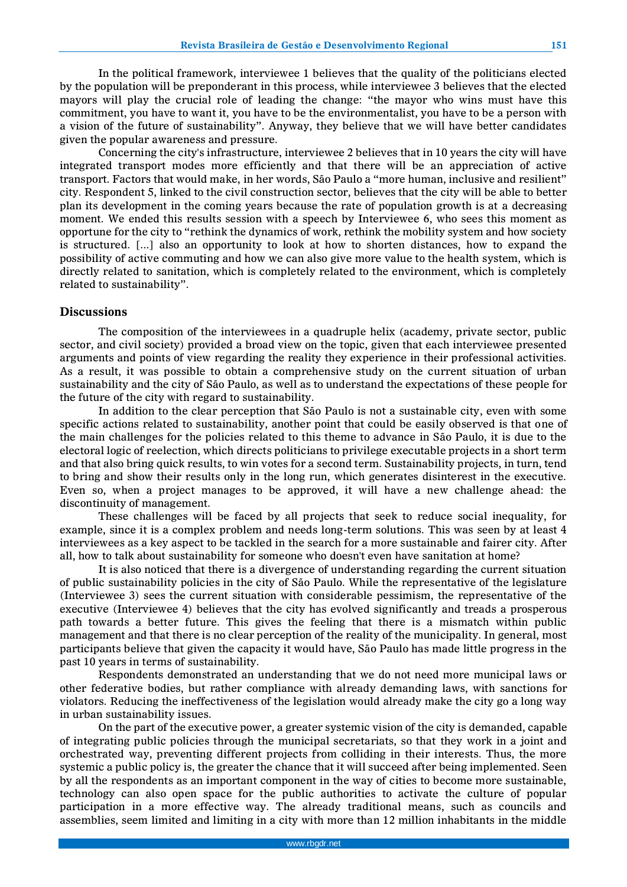In the political framework, interviewee 1 believes that the quality of the politicians elected by the population will be preponderant in this process, while interviewee 3 believes that the elected mayors will play the crucial role of leading the change: "the mayor who wins must have this commitment, you have to want it, you have to be the environmentalist, you have to be a person with a vision of the future of sustainability". Anyway, they believe that we will have better candidates given the popular awareness and pressure.

Concerning the city's infrastructure, interviewee 2 believes that in 10 years the city will have integrated transport modes more efficiently and that there will be an appreciation of active transport. Factors that would make, in her words, São Paulo a "more human, inclusive and resilient" city. Respondent 5, linked to the civil construction sector, believes that the city will be able to better plan its development in the coming years because the rate of population growth is at a decreasing moment. We ended this results session with a speech by Interviewee 6, who sees this moment as opportune for the city to "rethink the dynamics of work, rethink the mobility system and how society is structured. [...] also an opportunity to look at how to shorten distances, how to expand the possibility of active commuting and how we can also give more value to the health system, which is directly related to sanitation, which is completely related to the environment, which is completely related to sustainability".

## Discussions

The composition of the interviewees in a quadruple helix (academy, private sector, public sector, and civil society) provided a broad view on the topic, given that each interviewee presented arguments and points of view regarding the reality they experience in their professional activities. As a result, it was possible to obtain a comprehensive study on the current situation of urban sustainability and the city of São Paulo, as well as to understand the expectations of these people for the future of the city with regard to sustainability.

In addition to the clear perception that São Paulo is not a sustainable city, even with some specific actions related to sustainability, another point that could be easily observed is that one of the main challenges for the policies related to this theme to advance in São Paulo, it is due to the electoral logic of reelection, which directs politicians to privilege executable projects in a short term and that also bring quick results, to win votes for a second term. Sustainability projects, in turn, tend to bring and show their results only in the long run, which generates disinterest in the executive. Even so, when a project manages to be approved, it will have a new challenge ahead: the discontinuity of management.

These challenges will be faced by all projects that seek to reduce social inequality, for example, since it is a complex problem and needs long-term solutions. This was seen by at least 4 interviewees as a key aspect to be tackled in the search for a more sustainable and fairer city. After all, how to talk about sustainability for someone who doesn't even have sanitation at home?

It is also noticed that there is a divergence of understanding regarding the current situation of public sustainability policies in the city of São Paulo. While the representative of the legislature (Interviewee 3) sees the current situation with considerable pessimism, the representative of the executive (Interviewee 4) believes that the city has evolved significantly and treads a prosperous path towards a better future. This gives the feeling that there is a mismatch within public management and that there is no clear perception of the reality of the municipality. In general, most participants believe that given the capacity it would have, São Paulo has made little progress in the past 10 years in terms of sustainability.

Respondents demonstrated an understanding that we do not need more municipal laws or other federative bodies, but rather compliance with already demanding laws, with sanctions for violators. Reducing the ineffectiveness of the legislation would already make the city go a long way in urban sustainability issues.

On the part of the executive power, a greater systemic vision of the city is demanded, capable of integrating public policies through the municipal secretariats, so that they work in a joint and orchestrated way, preventing different projects from colliding in their interests. Thus, the more systemic a public policy is, the greater the chance that it will succeed after being implemented. Seen by all the respondents as an important component in the way of cities to become more sustainable, technology can also open space for the public authorities to activate the culture of popular participation in a more effective way. The already traditional means, such as councils and assemblies, seem limited and limiting in a city with more than 12 million inhabitants in the middle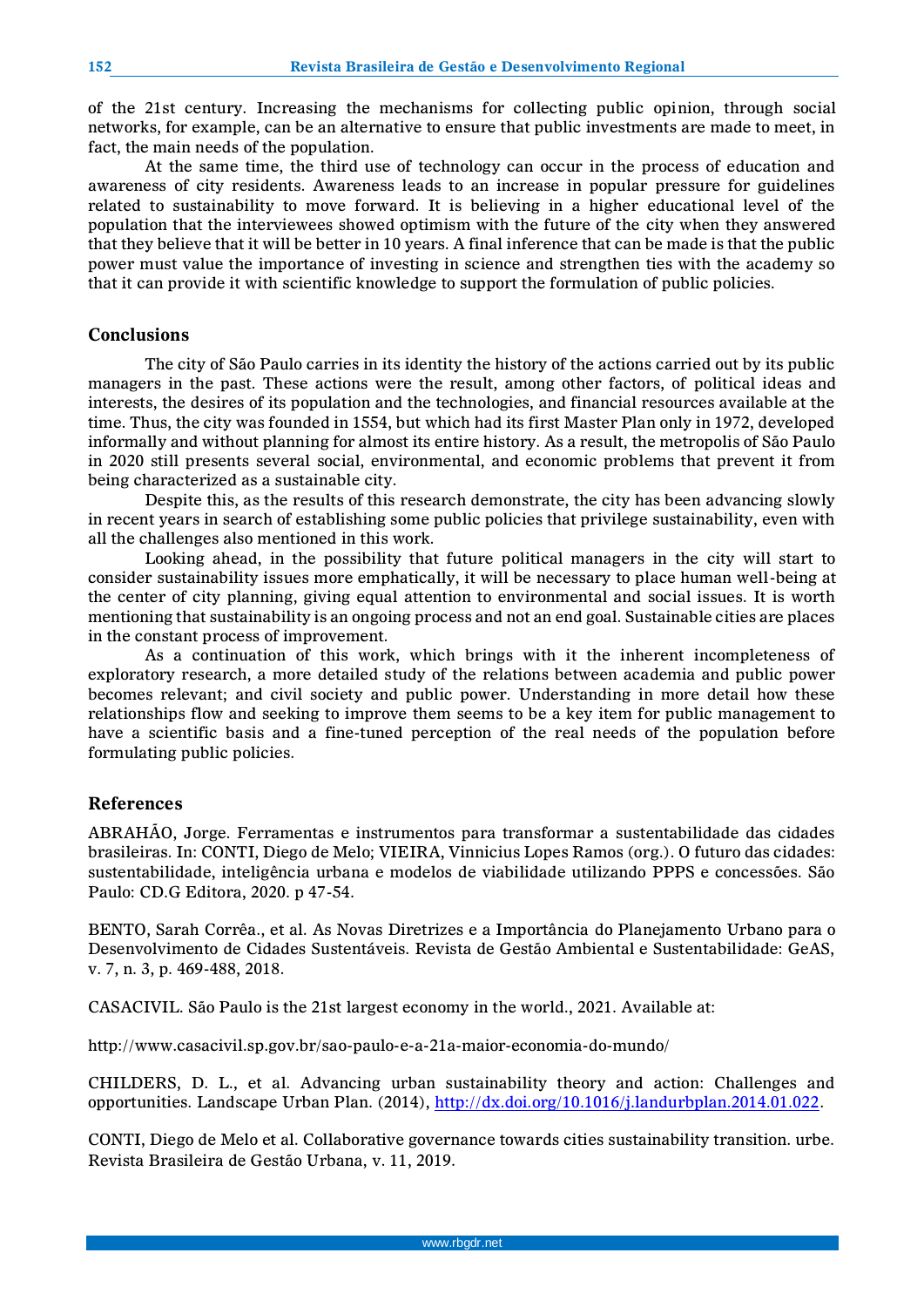of the 21st century. Increasing the mechanisms for collecting public opinion, through social networks, for example, can be an alternative to ensure that public investments are made to meet, in fact, the main needs of the population.

At the same time, the third use of technology can occur in the process of education and awareness of city residents. Awareness leads to an increase in popular pressure for guidelines related to sustainability to move forward. It is believing in a higher educational level of the population that the interviewees showed optimism with the future of the city when they answered that they believe that it will be better in 10 years. A final inference that can be made is that the public power must value the importance of investing in science and strengthen ties with the academy so that it can provide it with scientific knowledge to support the formulation of public policies.

## Conclusions

The city of São Paulo carries in its identity the history of the actions carried out by its public managers in the past. These actions were the result, among other factors, of political ideas and interests, the desires of its population and the technologies, and financial resources available at the time. Thus, the city was founded in 1554, but which had its first Master Plan only in 1972, developed informally and without planning for almost its entire history. As a result, the metropolis of São Paulo in 2020 still presents several social, environmental, and economic problems that prevent it from being characterized as a sustainable city.

Despite this, as the results of this research demonstrate, the city has been advancing slowly in recent years in search of establishing some public policies that privilege sustainability, even with all the challenges also mentioned in this work.

Looking ahead, in the possibility that future political managers in the city will start to consider sustainability issues more emphatically, it will be necessary to place human well-being at the center of city planning, giving equal attention to environmental and social issues. It is worth mentioning that sustainability is an ongoing process and not an end goal. Sustainable cities are places in the constant process of improvement.

As a continuation of this work, which brings with it the inherent incompleteness of exploratory research, a more detailed study of the relations between academia and public power becomes relevant; and civil society and public power. Understanding in more detail how these relationships flow and seeking to improve them seems to be a key item for public management to have a scientific basis and a fine-tuned perception of the real needs of the population before formulating public policies.

## References

ABRAHÃO, Jorge. Ferramentas e instrumentos para transformar a sustentabilidade das cidades brasileiras. In: CONTI, Diego de Melo; VIEIRA, Vinnicius Lopes Ramos (org.). O futuro das cidades: sustentabilidade, inteligência urbana e modelos de viabilidade utilizando PPPS e concessões. São Paulo: CD.G Editora, 2020. p 47-54.

BENTO, Sarah Corrêa., et al. As Novas Diretrizes e a Importância do Planejamento Urbano para o Desenvolvimento de Cidades Sustentáveis. Revista de Gestão Ambiental e Sustentabilidade: GeAS, v. 7, n. 3, p. 469-488, 2018.

CASACIVIL. São Paulo is the 21st largest economy in the world., 2021. Available at:

http://www.casacivil.sp.gov.br/sao-paulo-e-a-21a-maior-economia-do-mundo/

CHILDERS, D. L., et al. Advancing urban sustainability theory and action: Challenges and opportunities. Landscape Urban Plan. (2014), http://dx.doi.org/10.1016/j.landurbplan.2014.01.022.

CONTI, Diego de Melo et al. Collaborative governance towards cities sustainability transition. urbe. Revista Brasileira de Gestão Urbana, v. 11, 2019.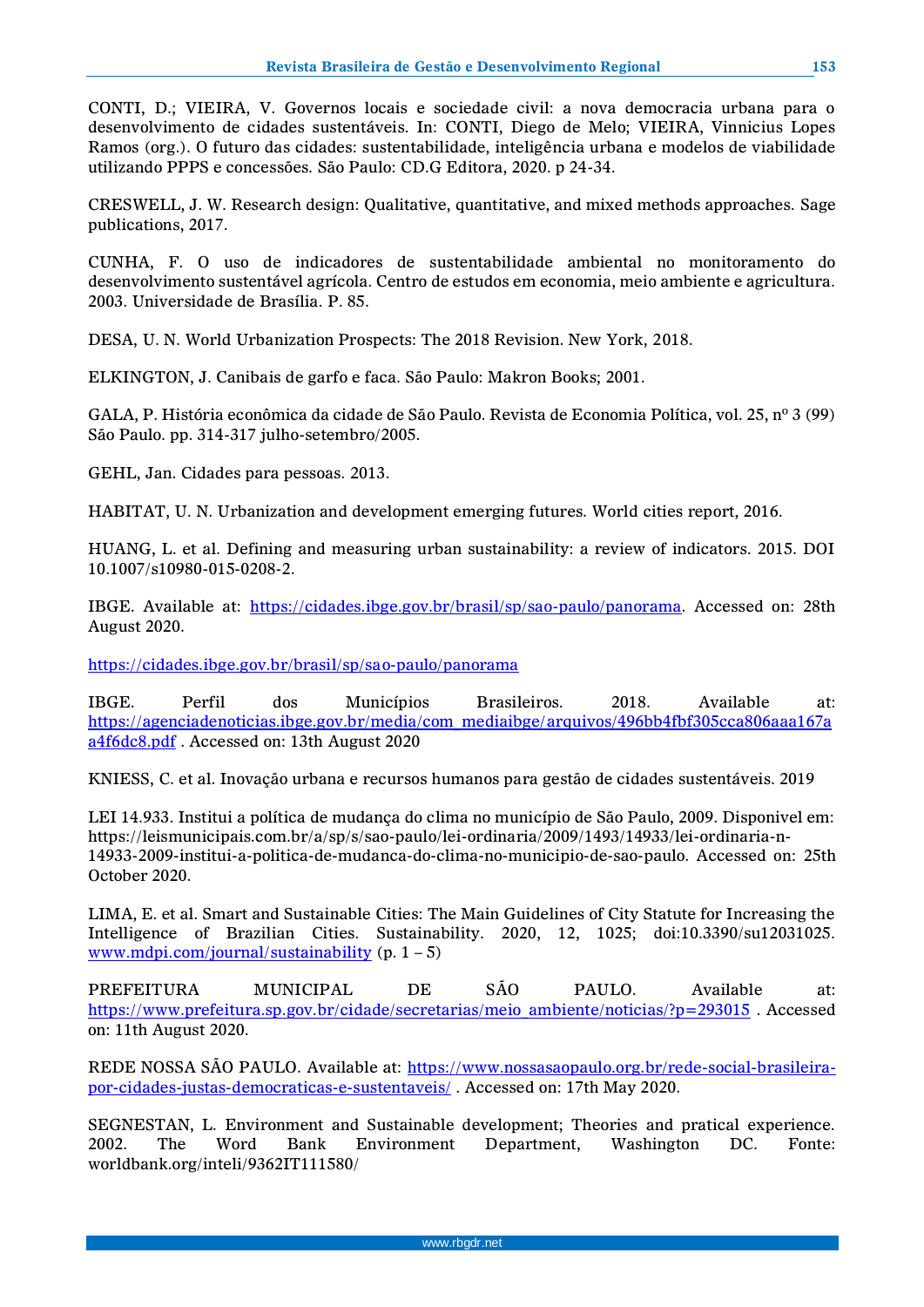CONTI, D.; VIEIRA, V. Governos locais e sociedade civil: a nova democracia urbana para o desenvolvimento de cidades sustentáveis. In: CONTI, Diego de Melo; VIEIRA, Vinnicius Lopes Ramos (org.). O futuro das cidades: sustentabilidade, inteligência urbana e modelos de viabilidade utilizando PPPS e concessões. São Paulo: CD.G Editora, 2020. p 24-34.

CRESWELL, J. W. Research design: Qualitative, quantitative, and mixed methods approaches. Sage publications, 2017.

CUNHA, F. O uso de indicadores de sustentabilidade ambiental no monitoramento do desenvolvimento sustentável agrícola. Centro de estudos em economia, meio ambiente e agricultura. 2003. Universidade de Brasília. P. 85.

DESA, U. N. World Urbanization Prospects: The 2018 Revision. New York, 2018.

ELKINGTON, J. Canibais de garfo e faca. São Paulo: Makron Books; 2001.

GALA, P. História econômica da cidade de São Paulo. Revista de Economia Política, vol. 25, nº 3 (99) São Paulo. pp. 314-317 julho-setembro/2005.

GEHL, Jan. Cidades para pessoas. 2013.

HABITAT, U. N. Urbanization and development emerging futures. World cities report, 2016.

HUANG, L. et al. Defining and measuring urban sustainability: a review of indicators. 2015. DOI 10.1007/s10980-015-0208-2.

IBGE. Available at: https://cidades.ibge.gov.br/brasil/sp/sao-paulo/panorama. Accessed on: 28th August 2020.

https://cidades.ibge.gov.br/brasil/sp/sao-paulo/panorama

IBGE. Perfil dos Municípios Brasileiros. 2018. Available at: https://agenciadenoticias.ibge.gov.br/media/com_mediaibge/arquivos/496bb4fbf305cca806aaa167aa4f6dc8.pdf . Accessed on: 13th August 2020

KNIESS, C. et al. Inovação urbana e recursos humanos para gestão de cidades sustentáveis. 2019

LEI 14.933. Institui a política de mudança do clima no município de São Paulo, 2009. Disponivel em: https://leismunicipais.com.br/a/sp/s/sao-paulo/lei-ordinaria/2009/1493/14933/lei-ordinaria-n-14933-2009-institui-a-politica-de-mudanca-do-clima-no-municipio-de-sao-paulo. Accessed on: 25th October 2020.

LIMA, E. et al. Smart and Sustainable Cities: The Main Guidelines of City Statute for Increasing the Intelligence of Brazilian Cities. Sustainability. 2020, 12, 1025; doi:10.3390/su12031025. www.mdpi.com/journal/sustainability (p. 1 – 5)

PREFEITURA MUNICIPAL DE SÃO PAULO. Available at: https://www.prefeitura.sp.gov.br/cidade/secretarias/meio_ambiente/noticias/?p=293015 . Accessed on: 11th August 2020.

REDE NOSSA SÃO PAULO. Available at: https://www.nossasaopaulo.org.br/rede-social-brasileira-por-cidades-justas-democraticas-e-sustentaveis/ . Accessed on: 17th May 2020.

SEGNESTAN, L. Environment and Sustainable development; Theories and pratical experience. 2002. The Word Bank Environment Department, Washington DC. Fonte: worldbank.org/inteli/9362IT111580/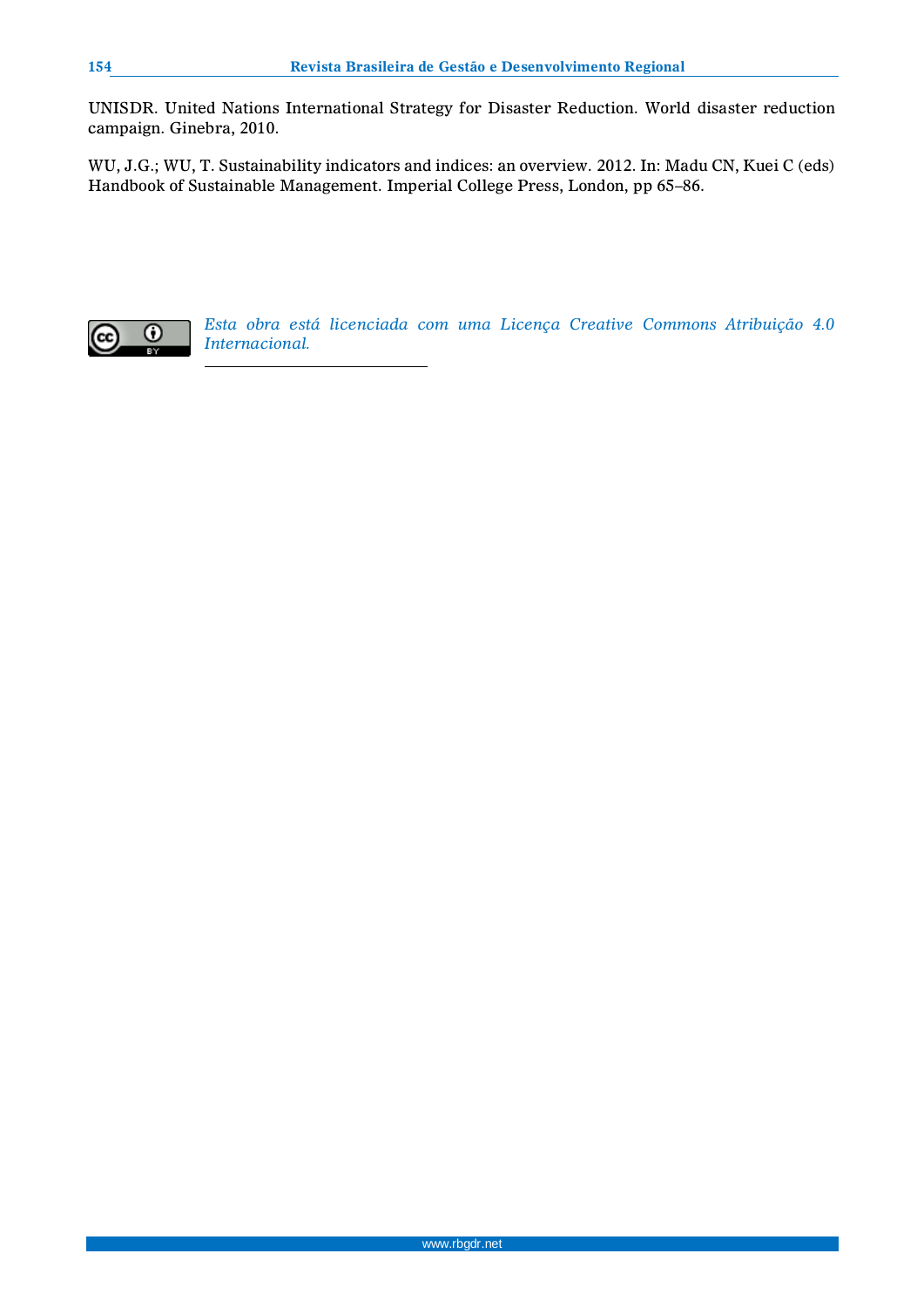UNISDR. United Nations International Strategy for Disaster Reduction. World disaster reduction campaign. Ginebra, 2010.

WU, J.G.; WU, T. Sustainability indicators and indices: an overview. 2012. In: Madu CN, Kuei C (eds) Handbook of Sustainable Management. Imperial College Press, London, pp 65–86.

*Esta obra está licenciada com uma Licença Creative Commons Atribuição 4.0 Internacional.*